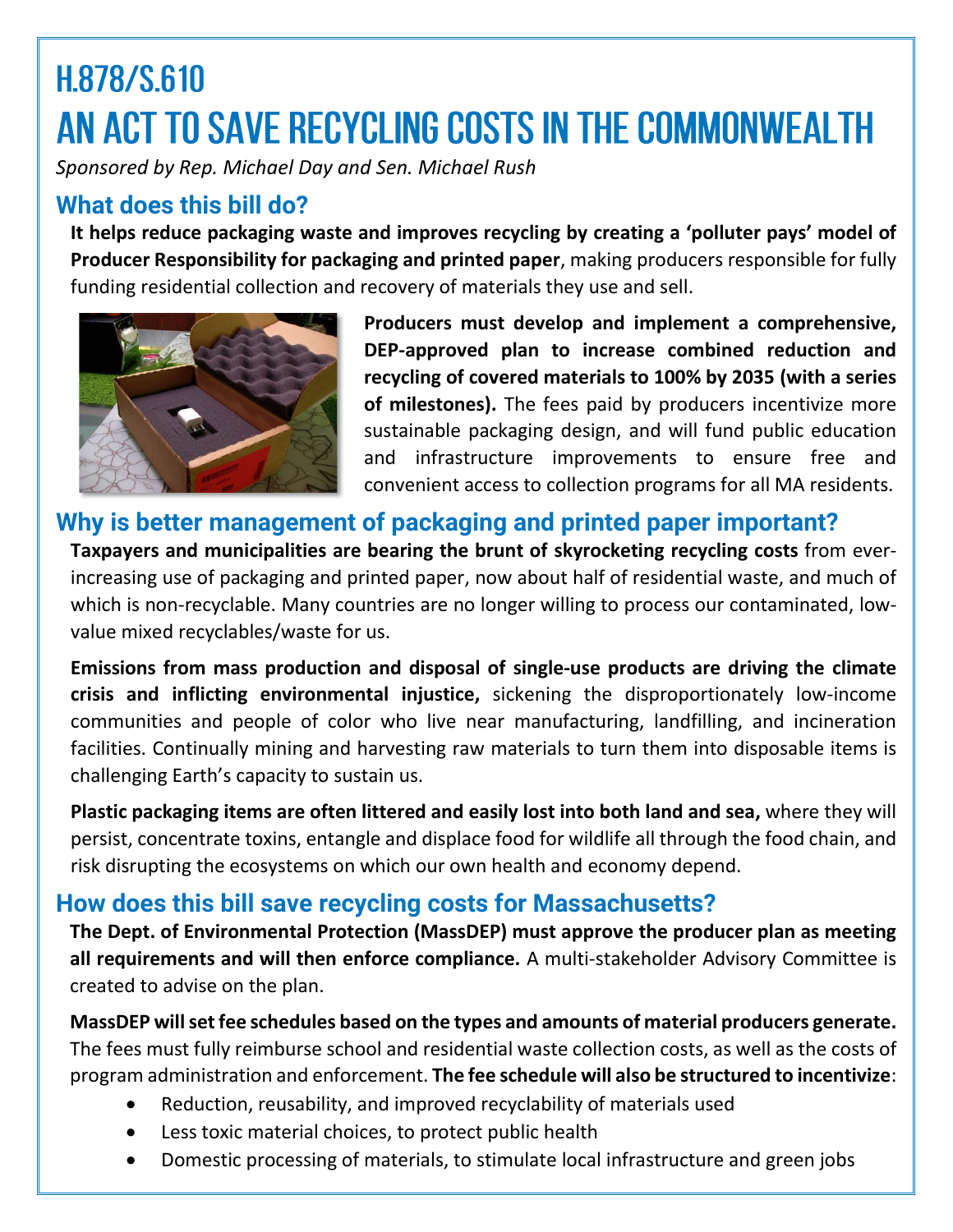# H.878/S.610
# AN ACT TO SAVE RECYCLING COSTS IN THE COMMONWEALTH

*Sponsored by Rep. Michael Day and Sen. Michael Rush*

## What does this bill do?

**It helps reduce packaging waste and improves recycling by creating a 'polluter pays' model of Producer Responsibility for packaging and printed paper**, making producers responsible for fully funding residential collection and recovery of materials they use and sell.

**Producers must develop and implement a comprehensive, DEP-approved plan to increase combined reduction and recycling of covered materials to 100% by 2035 (with a series of milestones).** The fees paid by producers incentivize more sustainable packaging design, and will fund public education and infrastructure improvements to ensure free and convenient access to collection programs for all MA residents.

## Why is better management of packaging and printed paper important?

**Taxpayers and municipalities are bearing the brunt of skyrocketing recycling costs** from ever-increasing use of packaging and printed paper, now about half of residential waste, and much of which is non-recyclable. Many countries are no longer willing to process our contaminated, low-value mixed recyclables/waste for us.

**Emissions from mass production and disposal of single-use products are driving the climate crisis and inflicting environmental injustice,** sickening the disproportionately low-income communities and people of color who live near manufacturing, landfilling, and incineration facilities. Continually mining and harvesting raw materials to turn them into disposable items is challenging Earth's capacity to sustain us.

**Plastic packaging items are often littered and easily lost into both land and sea,** where they will persist, concentrate toxins, entangle and displace food for wildlife all through the food chain, and risk disrupting the ecosystems on which our own health and economy depend.

## How does this bill save recycling costs for Massachusetts?

**The Dept. of Environmental Protection (MassDEP) must approve the producer plan as meeting all requirements and will then enforce compliance.** A multi-stakeholder Advisory Committee is created to advise on the plan.

**MassDEP will set fee schedules based on the types and amounts of material producers generate.** The fees must fully reimburse school and residential waste collection costs, as well as the costs of program administration and enforcement. **The fee schedule will also be structured to incentivize**:

- Reduction, reusability, and improved recyclability of materials used
- Less toxic material choices, to protect public health
- Domestic processing of materials, to stimulate local infrastructure and green jobs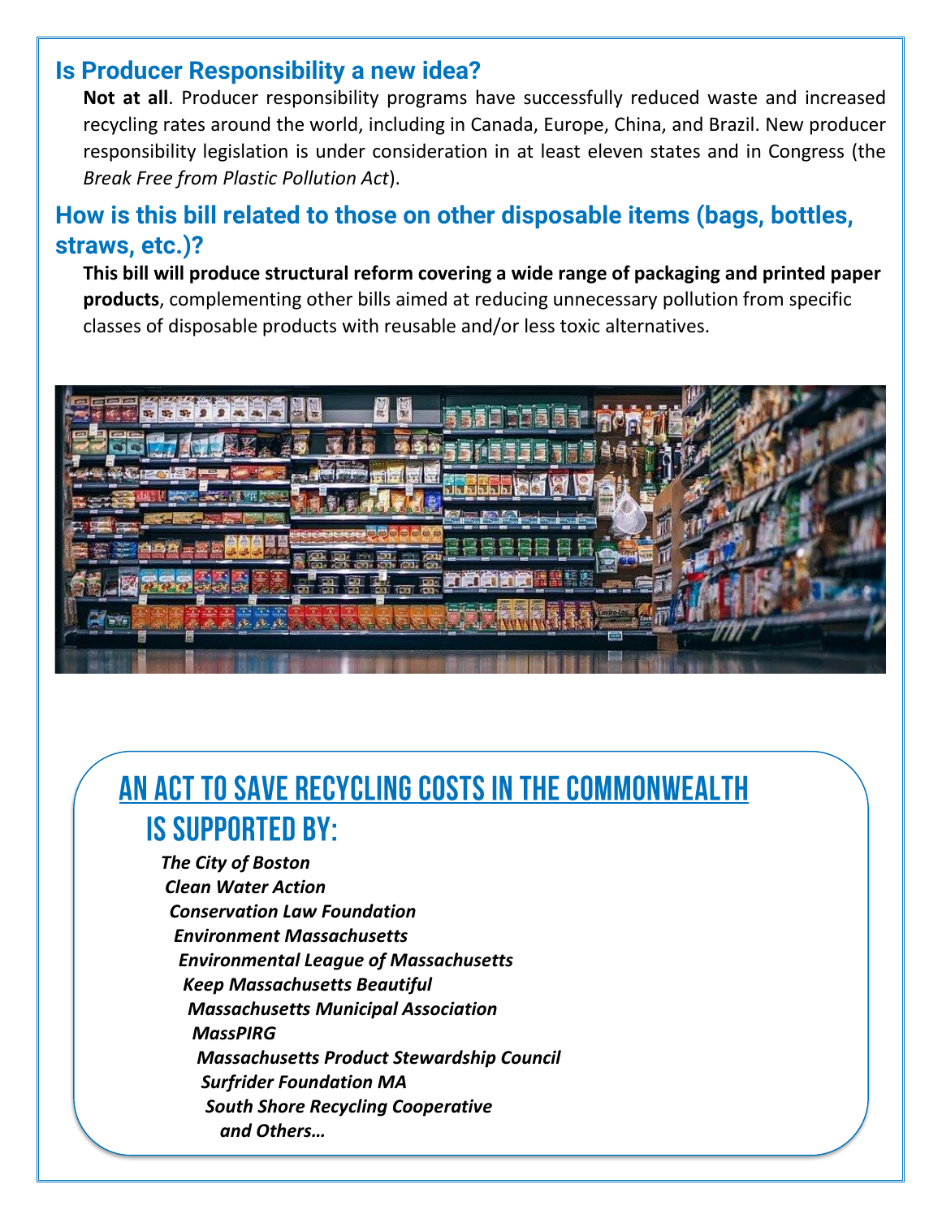## Is Producer Responsibility a new idea?

**Not at all**. Producer responsibility programs have successfully reduced waste and increased recycling rates around the world, including in Canada, Europe, China, and Brazil. New producer responsibility legislation is under consideration in at least eleven states and in Congress (the *Break Free from Plastic Pollution Act*).

## How is this bill related to those on other disposable items (bags, bottles, straws, etc.)?

**This bill will produce structural reform covering a wide range of packaging and printed paper products**, complementing other bills aimed at reducing unnecessary pollution from specific classes of disposable products with reusable and/or less toxic alternatives.

## AN ACT TO SAVE RECYCLING COSTS IN THE COMMONWEALTH IS SUPPORTED BY:

*The City of Boston*
*Clean Water Action*
*Conservation Law Foundation*
*Environment Massachusetts*
*Environmental League of Massachusetts*
*Keep Massachusetts Beautiful*
*Massachusetts Municipal Association*
*MassPIRG*
*Massachusetts Product Stewardship Council*
*Surfrider Foundation MA*
*South Shore Recycling Cooperative*
*and Others…*